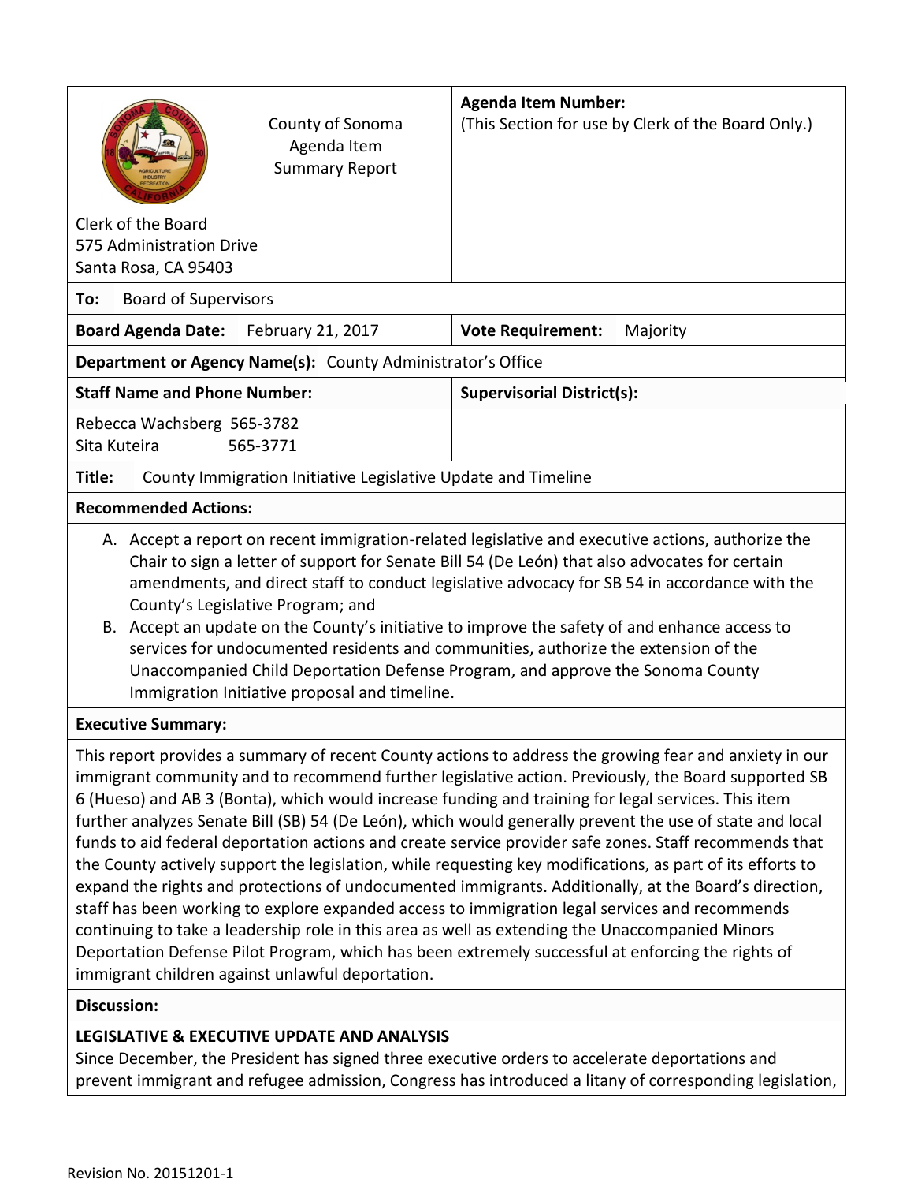County of Sonoma
Agenda Item
Summary Report

Clerk of the Board
575 Administration Drive
Santa Rosa, CA 95403

**Agenda Item Number:**
(This Section for use by Clerk of the Board Only.)

**To:** Board of Supervisors

| **Board Agenda Date:** February 21, 2017 | **Vote Requirement:** Majority |
|---|---|

**Department or Agency Name(s):** County Administrator's Office

| **Staff Name and Phone Number:** | **Supervisorial District(s):** |
|---|---|
| Rebecca Wachsberg 565-3782<br>Sita Kuteira 565-3771 | |

**Title:** County Immigration Initiative Legislative Update and Timeline

**Recommended Actions:**

A. Accept a report on recent immigration-related legislative and executive actions, authorize the Chair to sign a letter of support for Senate Bill 54 (De León) that also advocates for certain amendments, and direct staff to conduct legislative advocacy for SB 54 in accordance with the County's Legislative Program; and
B. Accept an update on the County's initiative to improve the safety of and enhance access to services for undocumented residents and communities, authorize the extension of the Unaccompanied Child Deportation Defense Program, and approve the Sonoma County Immigration Initiative proposal and timeline.

**Executive Summary:**

This report provides a summary of recent County actions to address the growing fear and anxiety in our immigrant community and to recommend further legislative action. Previously, the Board supported SB 6 (Hueso) and AB 3 (Bonta), which would increase funding and training for legal services. This item further analyzes Senate Bill (SB) 54 (De León), which would generally prevent the use of state and local funds to aid federal deportation actions and create service provider safe zones. Staff recommends that the County actively support the legislation, while requesting key modifications, as part of its efforts to expand the rights and protections of undocumented immigrants. Additionally, at the Board's direction, staff has been working to explore expanded access to immigration legal services and recommends continuing to take a leadership role in this area as well as extending the Unaccompanied Minors Deportation Defense Pilot Program, which has been extremely successful at enforcing the rights of immigrant children against unlawful deportation.

**Discussion:**

**LEGISLATIVE & EXECUTIVE UPDATE AND ANALYSIS**

Since December, the President has signed three executive orders to accelerate deportations and prevent immigrant and refugee admission, Congress has introduced a litany of corresponding legislation,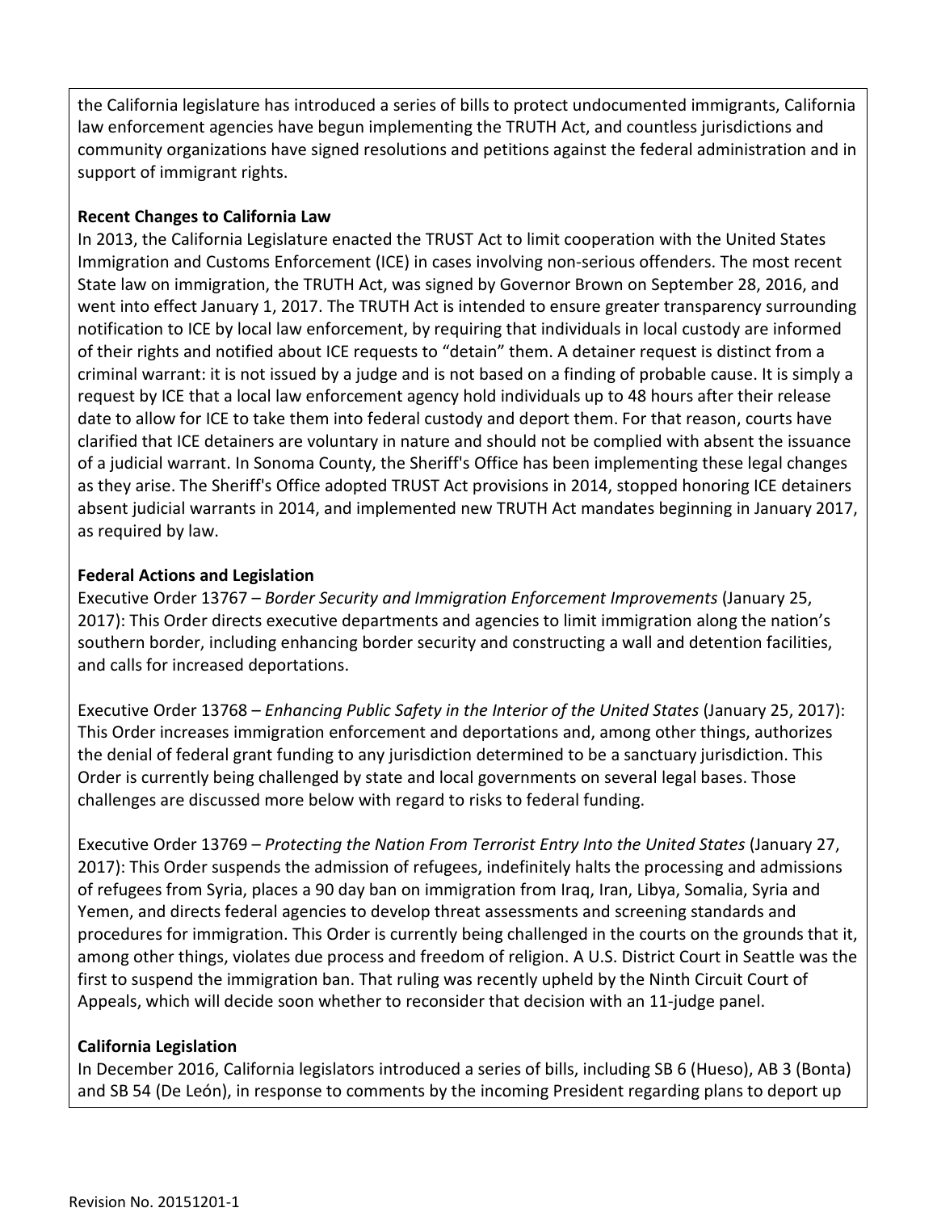the California legislature has introduced a series of bills to protect undocumented immigrants, California law enforcement agencies have begun implementing the TRUTH Act, and countless jurisdictions and community organizations have signed resolutions and petitions against the federal administration and in support of immigrant rights.

**Recent Changes to California Law**

In 2013, the California Legislature enacted the TRUST Act to limit cooperation with the United States Immigration and Customs Enforcement (ICE) in cases involving non-serious offenders. The most recent State law on immigration, the TRUTH Act, was signed by Governor Brown on September 28, 2016, and went into effect January 1, 2017. The TRUTH Act is intended to ensure greater transparency surrounding notification to ICE by local law enforcement, by requiring that individuals in local custody are informed of their rights and notified about ICE requests to "detain" them. A detainer request is distinct from a criminal warrant: it is not issued by a judge and is not based on a finding of probable cause. It is simply a request by ICE that a local law enforcement agency hold individuals up to 48 hours after their release date to allow for ICE to take them into federal custody and deport them. For that reason, courts have clarified that ICE detainers are voluntary in nature and should not be complied with absent the issuance of a judicial warrant. In Sonoma County, the Sheriff's Office has been implementing these legal changes as they arise. The Sheriff's Office adopted TRUST Act provisions in 2014, stopped honoring ICE detainers absent judicial warrants in 2014, and implemented new TRUTH Act mandates beginning in January 2017, as required by law.

**Federal Actions and Legislation**

Executive Order 13767 – *Border Security and Immigration Enforcement Improvements* (January 25, 2017): This Order directs executive departments and agencies to limit immigration along the nation's southern border, including enhancing border security and constructing a wall and detention facilities, and calls for increased deportations.

Executive Order 13768 – *Enhancing Public Safety in the Interior of the United States* (January 25, 2017): This Order increases immigration enforcement and deportations and, among other things, authorizes the denial of federal grant funding to any jurisdiction determined to be a sanctuary jurisdiction. This Order is currently being challenged by state and local governments on several legal bases. Those challenges are discussed more below with regard to risks to federal funding.

Executive Order 13769 – *Protecting the Nation From Terrorist Entry Into the United States* (January 27, 2017): This Order suspends the admission of refugees, indefinitely halts the processing and admissions of refugees from Syria, places a 90 day ban on immigration from Iraq, Iran, Libya, Somalia, Syria and Yemen, and directs federal agencies to develop threat assessments and screening standards and procedures for immigration. This Order is currently being challenged in the courts on the grounds that it, among other things, violates due process and freedom of religion. A U.S. District Court in Seattle was the first to suspend the immigration ban. That ruling was recently upheld by the Ninth Circuit Court of Appeals, which will decide soon whether to reconsider that decision with an 11-judge panel.

**California Legislation**

In December 2016, California legislators introduced a series of bills, including SB 6 (Hueso), AB 3 (Bonta) and SB 54 (De León), in response to comments by the incoming President regarding plans to deport up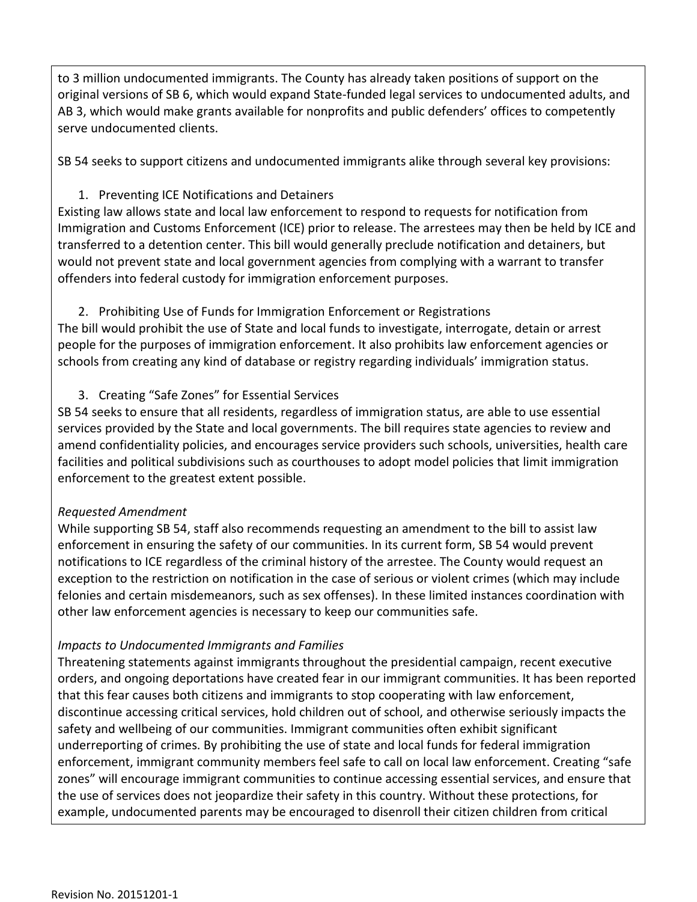to 3 million undocumented immigrants. The County has already taken positions of support on the original versions of SB 6, which would expand State-funded legal services to undocumented adults, and AB 3, which would make grants available for nonprofits and public defenders' offices to competently serve undocumented clients.

SB 54 seeks to support citizens and undocumented immigrants alike through several key provisions:

1. Preventing ICE Notifications and Detainers

Existing law allows state and local law enforcement to respond to requests for notification from Immigration and Customs Enforcement (ICE) prior to release. The arrestees may then be held by ICE and transferred to a detention center. This bill would generally preclude notification and detainers, but would not prevent state and local government agencies from complying with a warrant to transfer offenders into federal custody for immigration enforcement purposes.

2. Prohibiting Use of Funds for Immigration Enforcement or Registrations

The bill would prohibit the use of State and local funds to investigate, interrogate, detain or arrest people for the purposes of immigration enforcement. It also prohibits law enforcement agencies or schools from creating any kind of database or registry regarding individuals' immigration status.

3. Creating "Safe Zones" for Essential Services

SB 54 seeks to ensure that all residents, regardless of immigration status, are able to use essential services provided by the State and local governments. The bill requires state agencies to review and amend confidentiality policies, and encourages service providers such schools, universities, health care facilities and political subdivisions such as courthouses to adopt model policies that limit immigration enforcement to the greatest extent possible.

*Requested Amendment*

While supporting SB 54, staff also recommends requesting an amendment to the bill to assist law enforcement in ensuring the safety of our communities. In its current form, SB 54 would prevent notifications to ICE regardless of the criminal history of the arrestee. The County would request an exception to the restriction on notification in the case of serious or violent crimes (which may include felonies and certain misdemeanors, such as sex offenses). In these limited instances coordination with other law enforcement agencies is necessary to keep our communities safe.

*Impacts to Undocumented Immigrants and Families*

Threatening statements against immigrants throughout the presidential campaign, recent executive orders, and ongoing deportations have created fear in our immigrant communities. It has been reported that this fear causes both citizens and immigrants to stop cooperating with law enforcement, discontinue accessing critical services, hold children out of school, and otherwise seriously impacts the safety and wellbeing of our communities. Immigrant communities often exhibit significant underreporting of crimes. By prohibiting the use of state and local funds for federal immigration enforcement, immigrant community members feel safe to call on local law enforcement. Creating "safe zones" will encourage immigrant communities to continue accessing essential services, and ensure that the use of services does not jeopardize their safety in this country. Without these protections, for example, undocumented parents may be encouraged to disenroll their citizen children from critical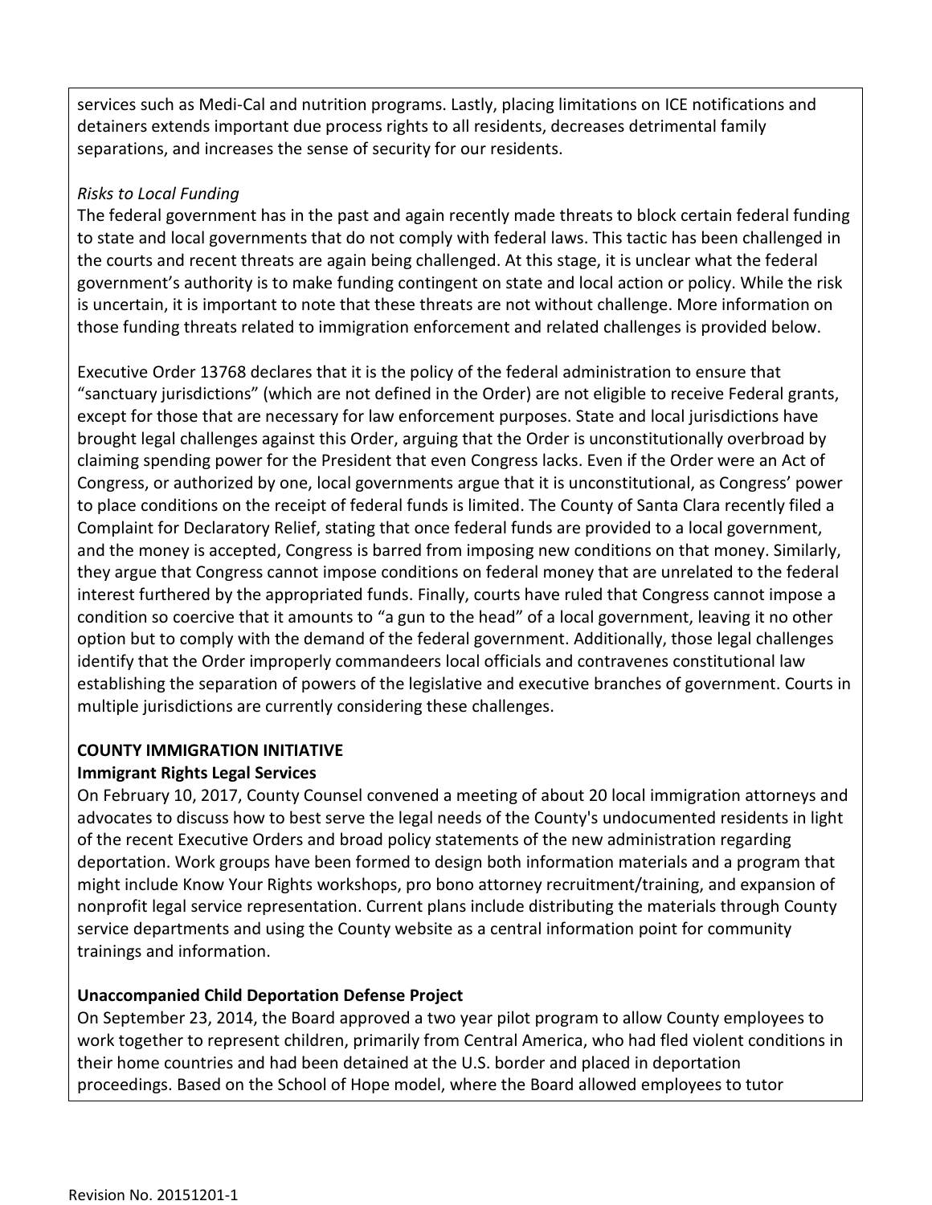services such as Medi-Cal and nutrition programs. Lastly, placing limitations on ICE notifications and detainers extends important due process rights to all residents, decreases detrimental family separations, and increases the sense of security for our residents.

*Risks to Local Funding*

The federal government has in the past and again recently made threats to block certain federal funding to state and local governments that do not comply with federal laws. This tactic has been challenged in the courts and recent threats are again being challenged. At this stage, it is unclear what the federal government's authority is to make funding contingent on state and local action or policy. While the risk is uncertain, it is important to note that these threats are not without challenge. More information on those funding threats related to immigration enforcement and related challenges is provided below.

Executive Order 13768 declares that it is the policy of the federal administration to ensure that "sanctuary jurisdictions" (which are not defined in the Order) are not eligible to receive Federal grants, except for those that are necessary for law enforcement purposes. State and local jurisdictions have brought legal challenges against this Order, arguing that the Order is unconstitutionally overbroad by claiming spending power for the President that even Congress lacks. Even if the Order were an Act of Congress, or authorized by one, local governments argue that it is unconstitutional, as Congress' power to place conditions on the receipt of federal funds is limited. The County of Santa Clara recently filed a Complaint for Declaratory Relief, stating that once federal funds are provided to a local government, and the money is accepted, Congress is barred from imposing new conditions on that money. Similarly, they argue that Congress cannot impose conditions on federal money that are unrelated to the federal interest furthered by the appropriated funds. Finally, courts have ruled that Congress cannot impose a condition so coercive that it amounts to "a gun to the head" of a local government, leaving it no other option but to comply with the demand of the federal government. Additionally, those legal challenges identify that the Order improperly commandeers local officials and contravenes constitutional law establishing the separation of powers of the legislative and executive branches of government. Courts in multiple jurisdictions are currently considering these challenges.

**COUNTY IMMIGRATION INITIATIVE**

**Immigrant Rights Legal Services**

On February 10, 2017, County Counsel convened a meeting of about 20 local immigration attorneys and advocates to discuss how to best serve the legal needs of the County's undocumented residents in light of the recent Executive Orders and broad policy statements of the new administration regarding deportation. Work groups have been formed to design both information materials and a program that might include Know Your Rights workshops, pro bono attorney recruitment/training, and expansion of nonprofit legal service representation. Current plans include distributing the materials through County service departments and using the County website as a central information point for community trainings and information.

**Unaccompanied Child Deportation Defense Project**

On September 23, 2014, the Board approved a two year pilot program to allow County employees to work together to represent children, primarily from Central America, who had fled violent conditions in their home countries and had been detained at the U.S. border and placed in deportation proceedings. Based on the School of Hope model, where the Board allowed employees to tutor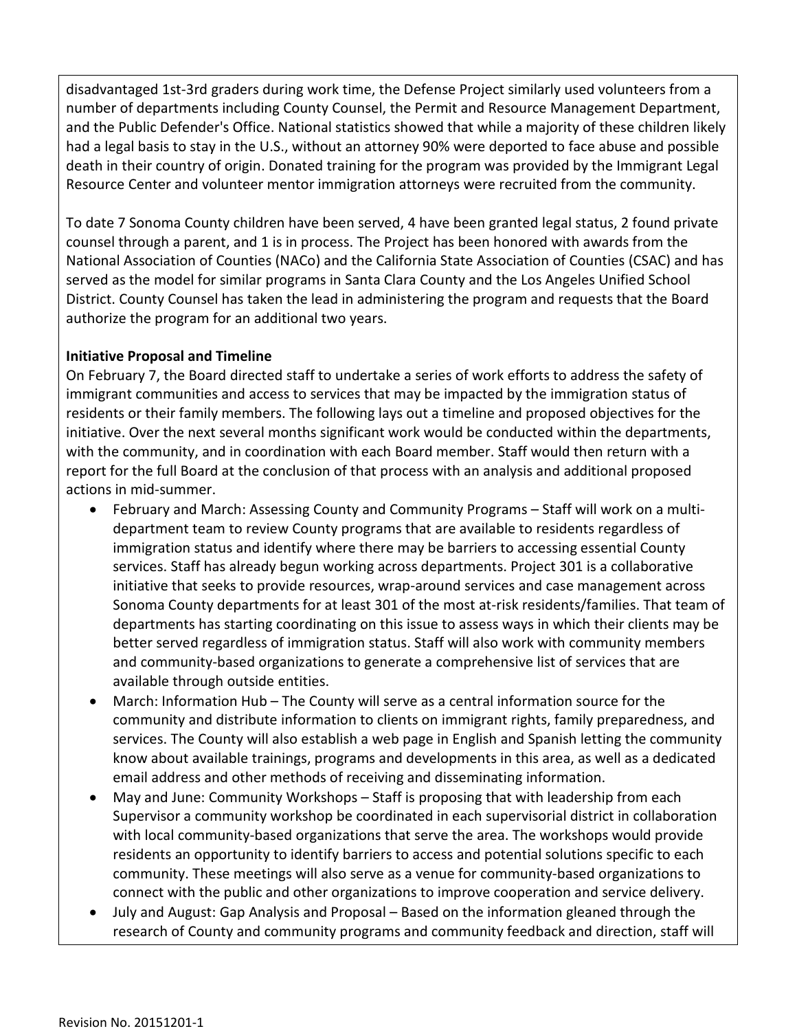disadvantaged 1st-3rd graders during work time, the Defense Project similarly used volunteers from a number of departments including County Counsel, the Permit and Resource Management Department, and the Public Defender's Office. National statistics showed that while a majority of these children likely had a legal basis to stay in the U.S., without an attorney 90% were deported to face abuse and possible death in their country of origin. Donated training for the program was provided by the Immigrant Legal Resource Center and volunteer mentor immigration attorneys were recruited from the community.

To date 7 Sonoma County children have been served, 4 have been granted legal status, 2 found private counsel through a parent, and 1 is in process. The Project has been honored with awards from the National Association of Counties (NACo) and the California State Association of Counties (CSAC) and has served as the model for similar programs in Santa Clara County and the Los Angeles Unified School District. County Counsel has taken the lead in administering the program and requests that the Board authorize the program for an additional two years.

**Initiative Proposal and Timeline**

On February 7, the Board directed staff to undertake a series of work efforts to address the safety of immigrant communities and access to services that may be impacted by the immigration status of residents or their family members. The following lays out a timeline and proposed objectives for the initiative. Over the next several months significant work would be conducted within the departments, with the community, and in coordination with each Board member. Staff would then return with a report for the full Board at the conclusion of that process with an analysis and additional proposed actions in mid-summer.

- February and March: Assessing County and Community Programs – Staff will work on a multi-department team to review County programs that are available to residents regardless of immigration status and identify where there may be barriers to accessing essential County services. Staff has already begun working across departments. Project 301 is a collaborative initiative that seeks to provide resources, wrap-around services and case management across Sonoma County departments for at least 301 of the most at-risk residents/families. That team of departments has starting coordinating on this issue to assess ways in which their clients may be better served regardless of immigration status. Staff will also work with community members and community-based organizations to generate a comprehensive list of services that are available through outside entities.
- March: Information Hub – The County will serve as a central information source for the community and distribute information to clients on immigrant rights, family preparedness, and services. The County will also establish a web page in English and Spanish letting the community know about available trainings, programs and developments in this area, as well as a dedicated email address and other methods of receiving and disseminating information.
- May and June: Community Workshops – Staff is proposing that with leadership from each Supervisor a community workshop be coordinated in each supervisorial district in collaboration with local community-based organizations that serve the area. The workshops would provide residents an opportunity to identify barriers to access and potential solutions specific to each community. These meetings will also serve as a venue for community-based organizations to connect with the public and other organizations to improve cooperation and service delivery.
- July and August: Gap Analysis and Proposal – Based on the information gleaned through the research of County and community programs and community feedback and direction, staff will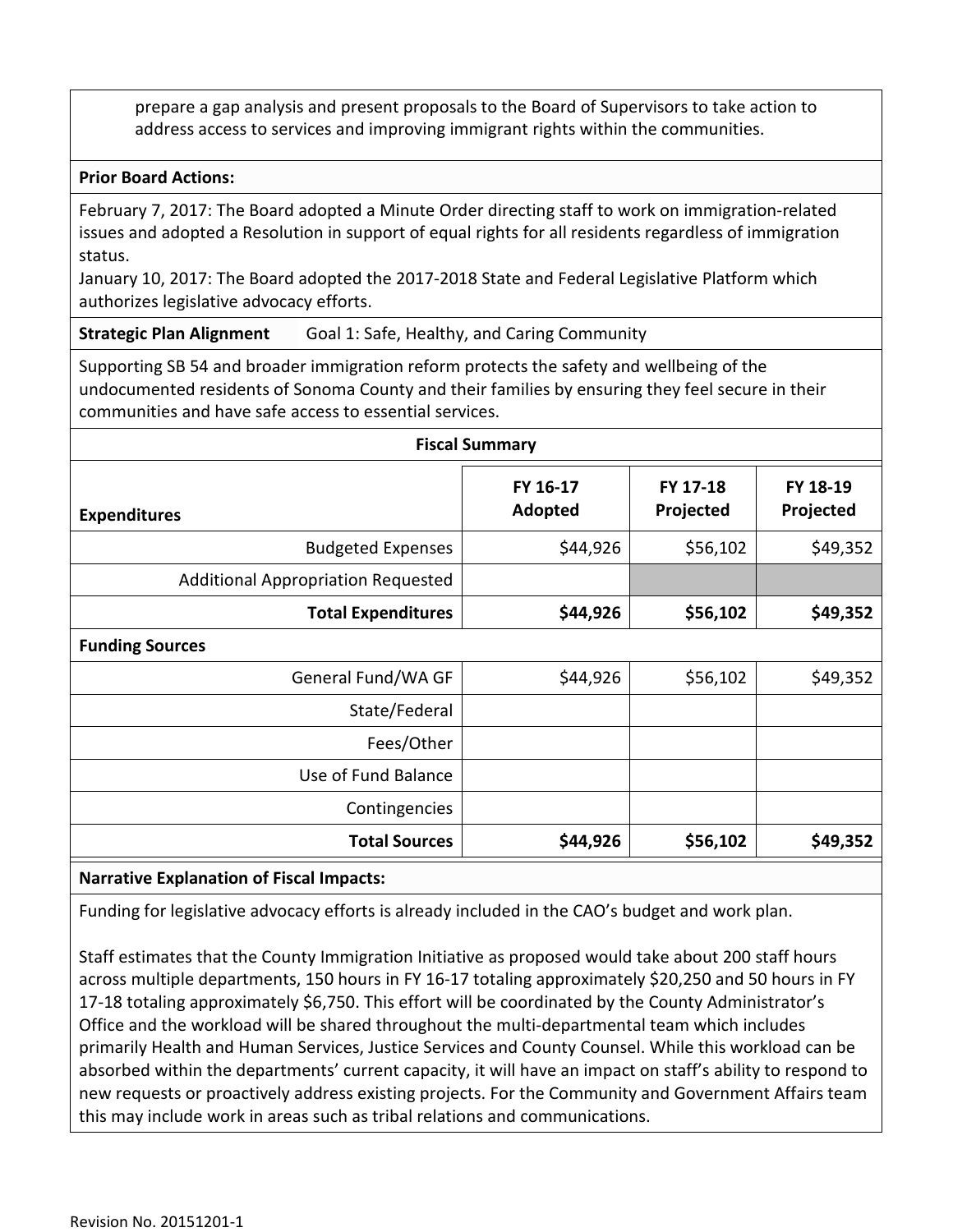prepare a gap analysis and present proposals to the Board of Supervisors to take action to address access to services and improving immigrant rights within the communities.

**Prior Board Actions:**

February 7, 2017: The Board adopted a Minute Order directing staff to work on immigration-related issues and adopted a Resolution in support of equal rights for all residents regardless of immigration status.
January 10, 2017: The Board adopted the 2017-2018 State and Federal Legislative Platform which authorizes legislative advocacy efforts.

**Strategic Plan Alignment** Goal 1: Safe, Healthy, and Caring Community

Supporting SB 54 and broader immigration reform protects the safety and wellbeing of the undocumented residents of Sonoma County and their families by ensuring they feel secure in their communities and have safe access to essential services.

**Fiscal Summary**

| **Expenditures** | **FY 16-17 Adopted** | **FY 17-18 Projected** | **FY 18-19 Projected** |
|---|---|---|---|
| Budgeted Expenses | $44,926 | $56,102 | $49,352 |
| Additional Appropriation Requested | | | |
| **Total Expenditures** | **$44,926** | **$56,102** | **$49,352** |
| **Funding Sources** | | | |
| General Fund/WA GF | $44,926 | $56,102 | $49,352 |
| State/Federal | | | |
| Fees/Other | | | |
| Use of Fund Balance | | | |
| Contingencies | | | |
| **Total Sources** | **$44,926** | **$56,102** | **$49,352** |

**Narrative Explanation of Fiscal Impacts:**

Funding for legislative advocacy efforts is already included in the CAO's budget and work plan.

Staff estimates that the County Immigration Initiative as proposed would take about 200 staff hours across multiple departments, 150 hours in FY 16-17 totaling approximately $20,250 and 50 hours in FY 17-18 totaling approximately $6,750. This effort will be coordinated by the County Administrator's Office and the workload will be shared throughout the multi-departmental team which includes primarily Health and Human Services, Justice Services and County Counsel. While this workload can be absorbed within the departments' current capacity, it will have an impact on staff's ability to respond to new requests or proactively address existing projects. For the Community and Government Affairs team this may include work in areas such as tribal relations and communications.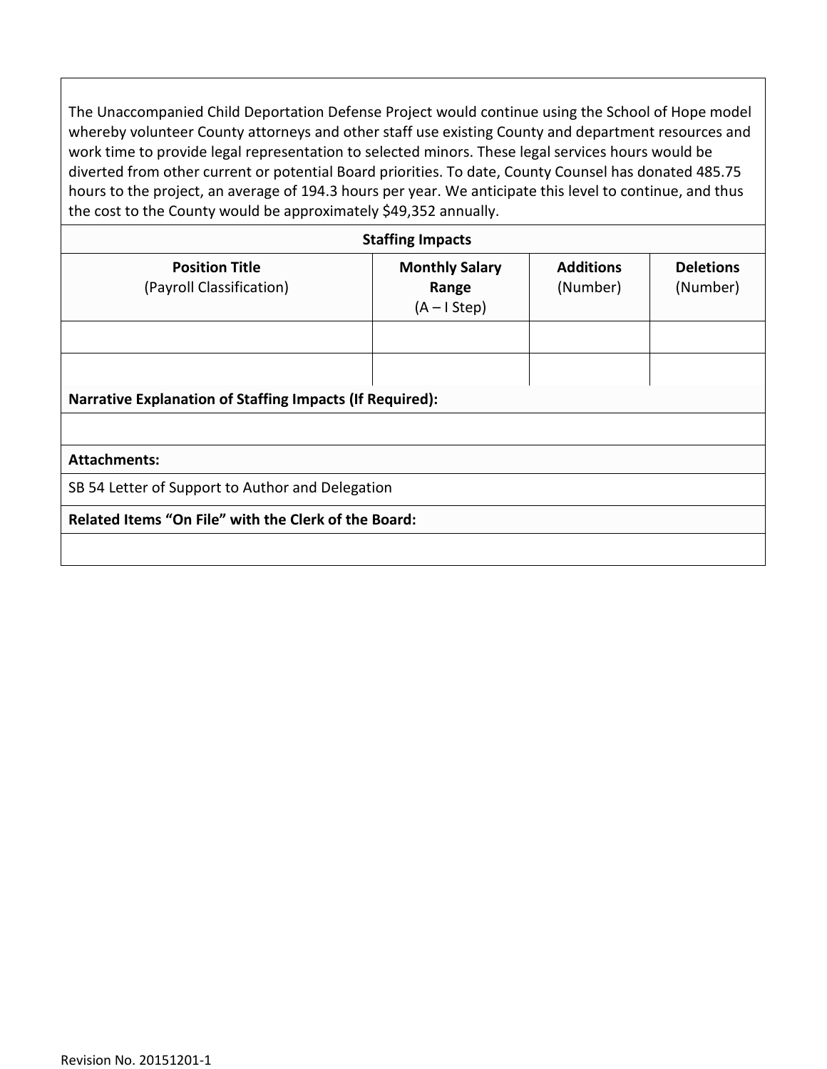The Unaccompanied Child Deportation Defense Project would continue using the School of Hope model whereby volunteer County attorneys and other staff use existing County and department resources and work time to provide legal representation to selected minors. These legal services hours would be diverted from other current or potential Board priorities. To date, County Counsel has donated 485.75 hours to the project, an average of 194.3 hours per year. We anticipate this level to continue, and thus the cost to the County would be approximately $49,352 annually.

**Staffing Impacts**

| **Position Title** (Payroll Classification) | **Monthly Salary Range** (A – I Step) | **Additions** (Number) | **Deletions** (Number) |
|---|---|---|---|
| | | | |
| | | | |

**Narrative Explanation of Staffing Impacts (If Required):**

**Attachments:**

SB 54 Letter of Support to Author and Delegation

**Related Items "On File" with the Clerk of the Board:**

Revision No. 20151201-1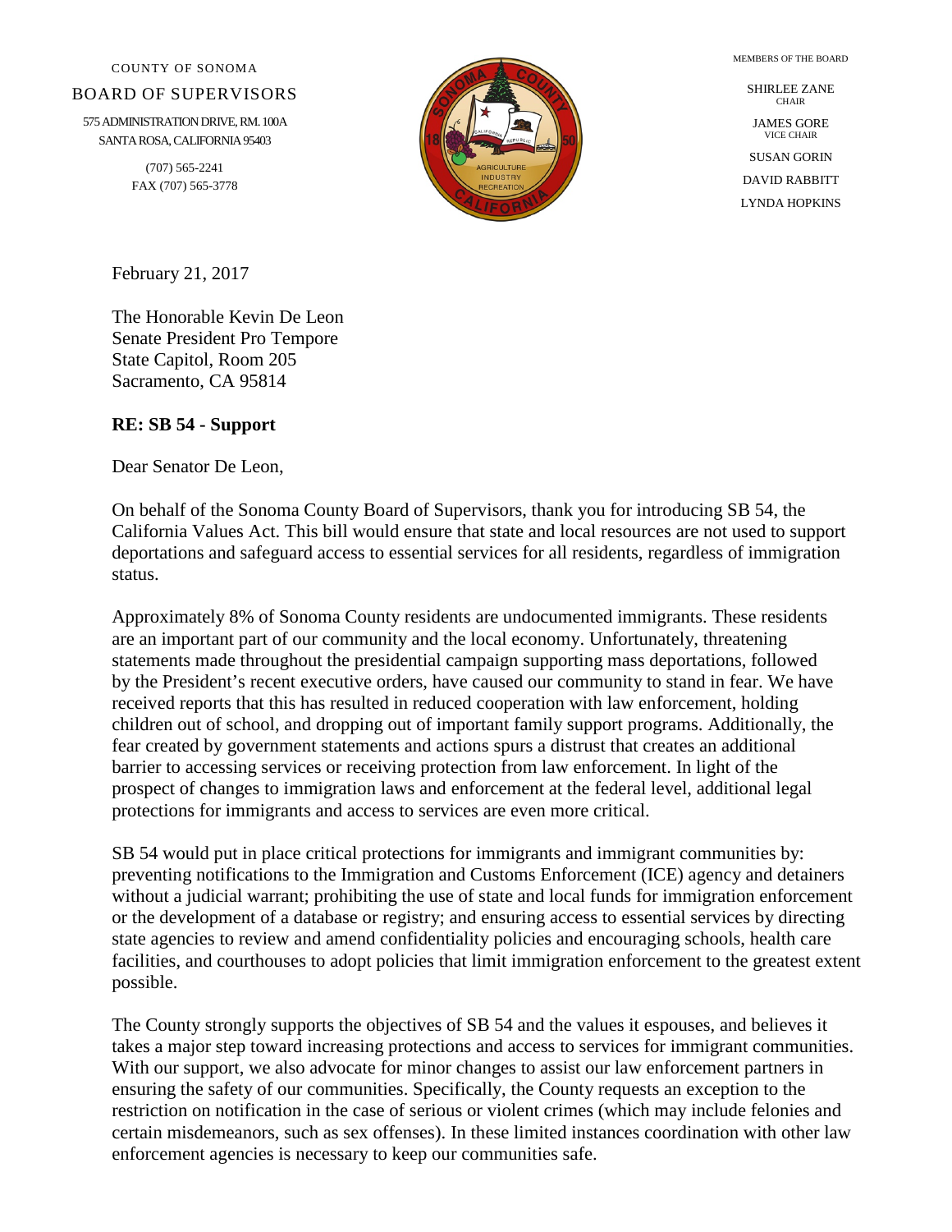COUNTY OF SONOMA

BOARD OF SUPERVISORS

575 ADMINISTRATION DRIVE, RM. 100A
SANTA ROSA, CALIFORNIA 95403

(707) 565-2241
FAX (707) 565-3778

MEMBERS OF THE BOARD

SHIRLEE ZANE
CHAIR

JAMES GORE
VICE CHAIR

SUSAN GORIN

DAVID RABBITT

LYNDA HOPKINS

February 21, 2017

The Honorable Kevin De Leon
Senate President Pro Tempore
State Capitol, Room 205
Sacramento, CA 95814

**RE: SB 54 - Support**

Dear Senator De Leon,

On behalf of the Sonoma County Board of Supervisors, thank you for introducing SB 54, the California Values Act. This bill would ensure that state and local resources are not used to support deportations and safeguard access to essential services for all residents, regardless of immigration status.

Approximately 8% of Sonoma County residents are undocumented immigrants. These residents are an important part of our community and the local economy. Unfortunately, threatening statements made throughout the presidential campaign supporting mass deportations, followed by the President's recent executive orders, have caused our community to stand in fear. We have received reports that this has resulted in reduced cooperation with law enforcement, holding children out of school, and dropping out of important family support programs. Additionally, the fear created by government statements and actions spurs a distrust that creates an additional barrier to accessing services or receiving protection from law enforcement. In light of the prospect of changes to immigration laws and enforcement at the federal level, additional legal protections for immigrants and access to services are even more critical.

SB 54 would put in place critical protections for immigrants and immigrant communities by: preventing notifications to the Immigration and Customs Enforcement (ICE) agency and detainers without a judicial warrant; prohibiting the use of state and local funds for immigration enforcement or the development of a database or registry; and ensuring access to essential services by directing state agencies to review and amend confidentiality policies and encouraging schools, health care facilities, and courthouses to adopt policies that limit immigration enforcement to the greatest extent possible.

The County strongly supports the objectives of SB 54 and the values it espouses, and believes it takes a major step toward increasing protections and access to services for immigrant communities. With our support, we also advocate for minor changes to assist our law enforcement partners in ensuring the safety of our communities. Specifically, the County requests an exception to the restriction on notification in the case of serious or violent crimes (which may include felonies and certain misdemeanors, such as sex offenses). In these limited instances coordination with other law enforcement agencies is necessary to keep our communities safe.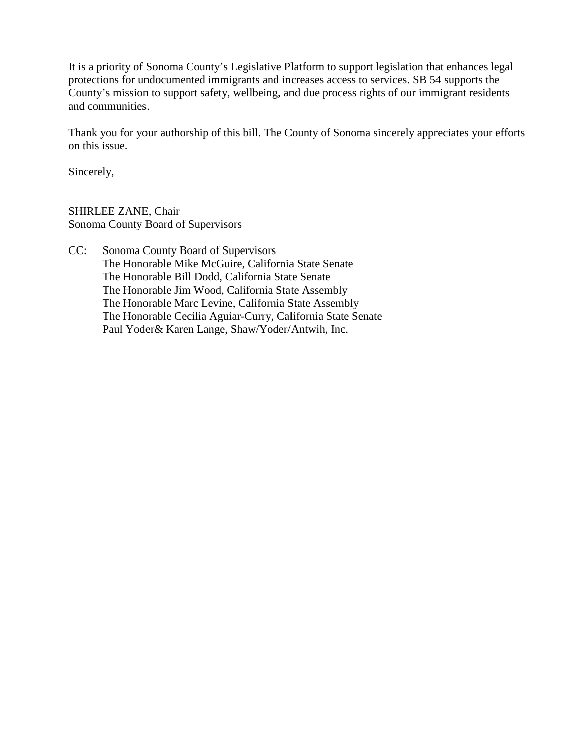It is a priority of Sonoma County's Legislative Platform to support legislation that enhances legal protections for undocumented immigrants and increases access to services. SB 54 supports the County's mission to support safety, wellbeing, and due process rights of our immigrant residents and communities.

Thank you for your authorship of this bill. The County of Sonoma sincerely appreciates your efforts on this issue.

Sincerely,

SHIRLEE ZANE, Chair
Sonoma County Board of Supervisors

CC: Sonoma County Board of Supervisors
The Honorable Mike McGuire, California State Senate
The Honorable Bill Dodd, California State Senate
The Honorable Jim Wood, California State Assembly
The Honorable Marc Levine, California State Assembly
The Honorable Cecilia Aguiar-Curry, California State Senate
Paul Yoder& Karen Lange, Shaw/Yoder/Antwih, Inc.